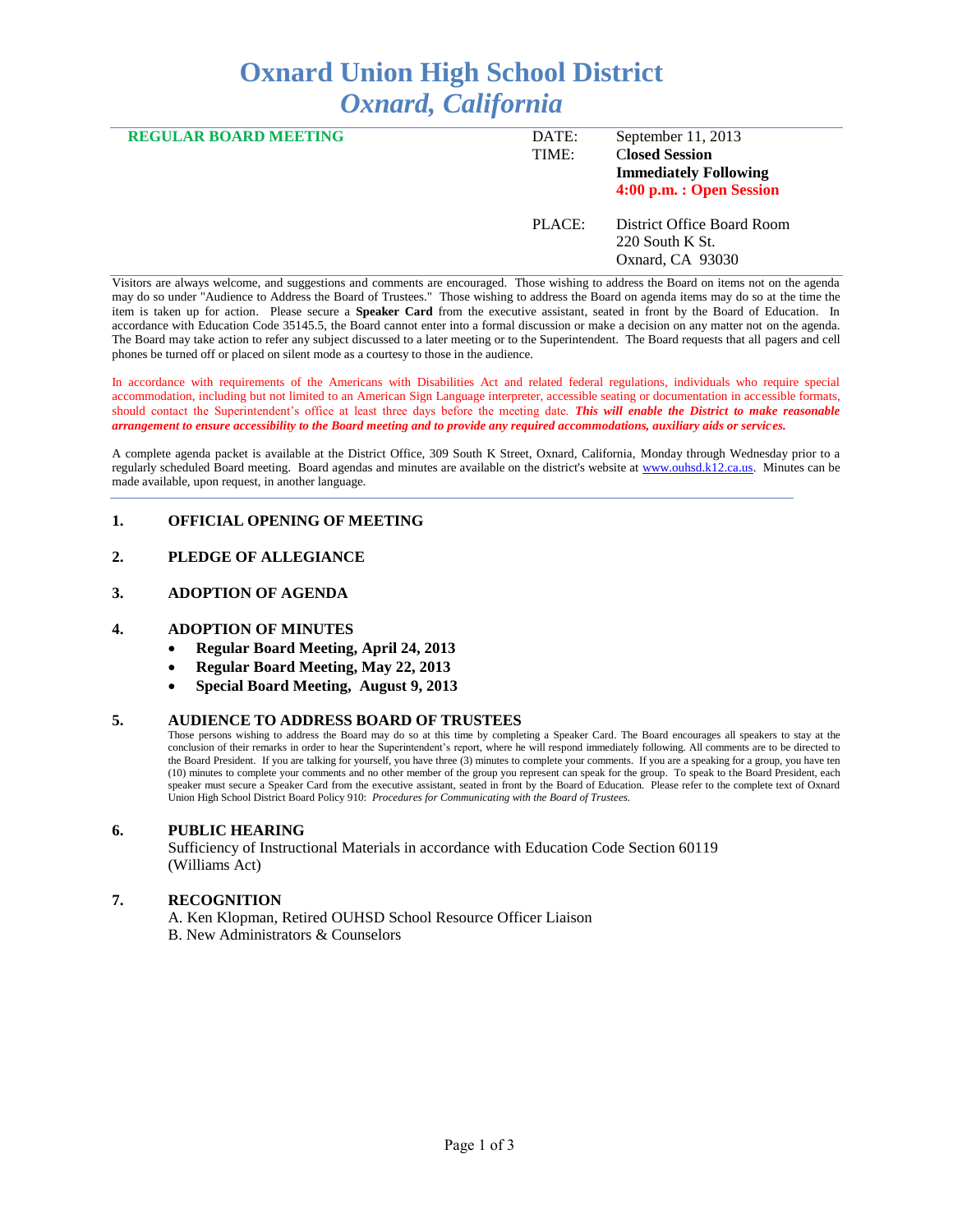# Oxnard Union High School District
## *Oxnard, California*

**REGULAR BOARD MEETING**

DATE: September 11, 2013
TIME: **Closed Session Immediately Following**
**4:00 p.m. : Open Session**

PLACE: District Office Board Room
220 South K St.
Oxnard, CA 93030

Visitors are always welcome, and suggestions and comments are encouraged. Those wishing to address the Board on items not on the agenda may do so under "Audience to Address the Board of Trustees." Those wishing to address the Board on agenda items may do so at the time the item is taken up for action. Please secure a **Speaker Card** from the executive assistant, seated in front by the Board of Education. In accordance with Education Code 35145.5, the Board cannot enter into a formal discussion or make a decision on any matter not on the agenda. The Board may take action to refer any subject discussed to a later meeting or to the Superintendent. The Board requests that all pagers and cell phones be turned off or placed on silent mode as a courtesy to those in the audience.

In accordance with requirements of the Americans with Disabilities Act and related federal regulations, individuals who require special accommodation, including but not limited to an American Sign Language interpreter, accessible seating or documentation in accessible formats, should contact the Superintendent's office at least three days before the meeting date. ***This will enable the District to make reasonable arrangement to ensure accessibility to the Board meeting and to provide any required accommodations, auxiliary aids or services.***

A complete agenda packet is available at the District Office, 309 South K Street, Oxnard, California, Monday through Wednesday prior to a regularly scheduled Board meeting. Board agendas and minutes are available on the district's website at www.ouhsd.k12.ca.us. Minutes can be made available, upon request, in another language.

### 1. OFFICIAL OPENING OF MEETING

### 2. PLEDGE OF ALLEGIANCE

### 3. ADOPTION OF AGENDA

### 4. ADOPTION OF MINUTES

- **Regular Board Meeting, April 24, 2013**
- **Regular Board Meeting, May 22, 2013**
- **Special Board Meeting, August 9, 2013**

### 5. AUDIENCE TO ADDRESS BOARD OF TRUSTEES

Those persons wishing to address the Board may do so at this time by completing a Speaker Card. The Board encourages all speakers to stay at the conclusion of their remarks in order to hear the Superintendent's report, where he will respond immediately following. All comments are to be directed to the Board President. If you are talking for yourself, you have three (3) minutes to complete your comments. If you are a speaking for a group, you have ten (10) minutes to complete your comments and no other member of the group you represent can speak for the group. To speak to the Board President, each speaker must secure a Speaker Card from the executive assistant, seated in front by the Board of Education. Please refer to the complete text of Oxnard Union High School District Board Policy 910: *Procedures for Communicating with the Board of Trustees.*

### 6. PUBLIC HEARING

Sufficiency of Instructional Materials in accordance with Education Code Section 60119 (Williams Act)

### 7. RECOGNITION

A. Ken Klopman, Retired OUHSD School Resource Officer Liaison
B. New Administrators & Counselors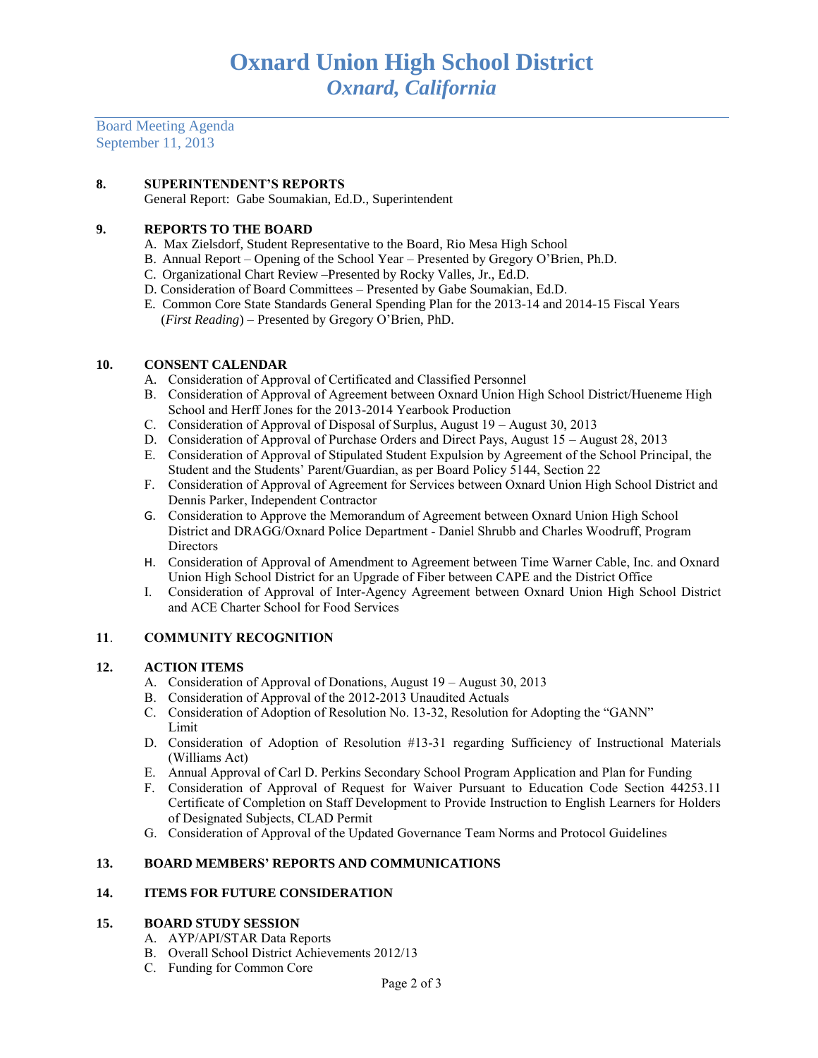# Oxnard Union High School District

## *Oxnard, California*

Board Meeting Agenda
September 11, 2013

**8. SUPERINTENDENT'S REPORTS**

General Report: Gabe Soumakian, Ed.D., Superintendent

**9. REPORTS TO THE BOARD**

A. Max Zielsdorf, Student Representative to the Board, Rio Mesa High School
B. Annual Report – Opening of the School Year – Presented by Gregory O'Brien, Ph.D.
C. Organizational Chart Review –Presented by Rocky Valles, Jr., Ed.D.
D. Consideration of Board Committees – Presented by Gabe Soumakian, Ed.D.
E. Common Core State Standards General Spending Plan for the 2013-14 and 2014-15 Fiscal Years (*First Reading*) – Presented by Gregory O'Brien, PhD.

**10. CONSENT CALENDAR**

A. Consideration of Approval of Certificated and Classified Personnel
B. Consideration of Approval of Agreement between Oxnard Union High School District/Hueneme High School and Herff Jones for the 2013-2014 Yearbook Production
C. Consideration of Approval of Disposal of Surplus, August 19 – August 30, 2013
D. Consideration of Approval of Purchase Orders and Direct Pays, August 15 – August 28, 2013
E. Consideration of Approval of Stipulated Student Expulsion by Agreement of the School Principal, the Student and the Students' Parent/Guardian, as per Board Policy 5144, Section 22
F. Consideration of Approval of Agreement for Services between Oxnard Union High School District and Dennis Parker, Independent Contractor
G. Consideration to Approve the Memorandum of Agreement between Oxnard Union High School District and DRAGG/Oxnard Police Department - Daniel Shrubb and Charles Woodruff, Program Directors
H. Consideration of Approval of Amendment to Agreement between Time Warner Cable, Inc. and Oxnard Union High School District for an Upgrade of Fiber between CAPE and the District Office
I. Consideration of Approval of Inter-Agency Agreement between Oxnard Union High School District and ACE Charter School for Food Services

**11. COMMUNITY RECOGNITION**

**12. ACTION ITEMS**

A. Consideration of Approval of Donations, August 19 – August 30, 2013
B. Consideration of Approval of the 2012-2013 Unaudited Actuals
C. Consideration of Adoption of Resolution No. 13-32, Resolution for Adopting the "GANN" Limit
D. Consideration of Adoption of Resolution #13-31 regarding Sufficiency of Instructional Materials (Williams Act)
E. Annual Approval of Carl D. Perkins Secondary School Program Application and Plan for Funding
F. Consideration of Approval of Request for Waiver Pursuant to Education Code Section 44253.11 Certificate of Completion on Staff Development to Provide Instruction to English Learners for Holders of Designated Subjects, CLAD Permit
G. Consideration of Approval of the Updated Governance Team Norms and Protocol Guidelines

**13. BOARD MEMBERS' REPORTS AND COMMUNICATIONS**

**14. ITEMS FOR FUTURE CONSIDERATION**

**15. BOARD STUDY SESSION**

A. AYP/API/STAR Data Reports
B. Overall School District Achievements 2012/13
C. Funding for Common Core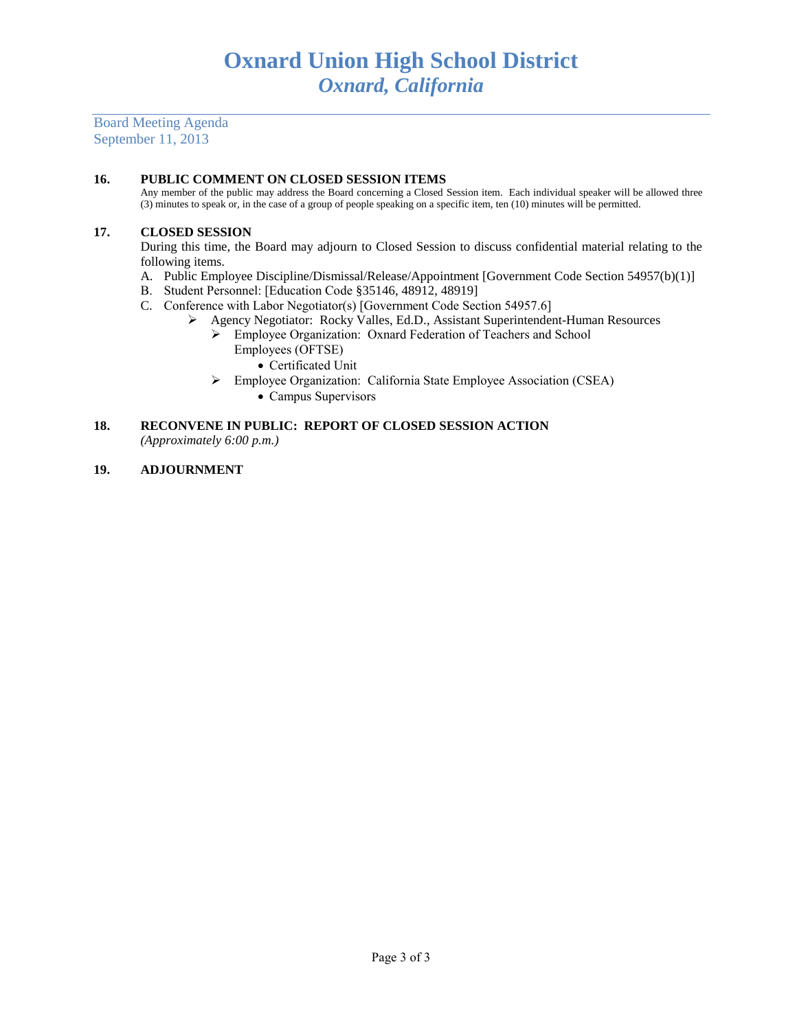# Oxnard Union High School District
## *Oxnard, California*

Board Meeting Agenda
September 11, 2013

**16. PUBLIC COMMENT ON CLOSED SESSION ITEMS**

Any member of the public may address the Board concerning a Closed Session item. Each individual speaker will be allowed three (3) minutes to speak or, in the case of a group of people speaking on a specific item, ten (10) minutes will be permitted.

**17. CLOSED SESSION**

During this time, the Board may adjourn to Closed Session to discuss confidential material relating to the following items.

A. Public Employee Discipline/Dismissal/Release/Appointment [Government Code Section 54957(b)(1)]
B. Student Personnel: [Education Code §35146, 48912, 48919]
C. Conference with Labor Negotiator(s) [Government Code Section 54957.6]
- Agency Negotiator: Rocky Valles, Ed.D., Assistant Superintendent-Human Resources
  - Employee Organization: Oxnard Federation of Teachers and School Employees (OFTSE)
    - Certificated Unit
  - Employee Organization: California State Employee Association (CSEA)
    - Campus Supervisors

**18. RECONVENE IN PUBLIC: REPORT OF CLOSED SESSION ACTION**

*(Approximately 6:00 p.m.)*

**19. ADJOURNMENT**